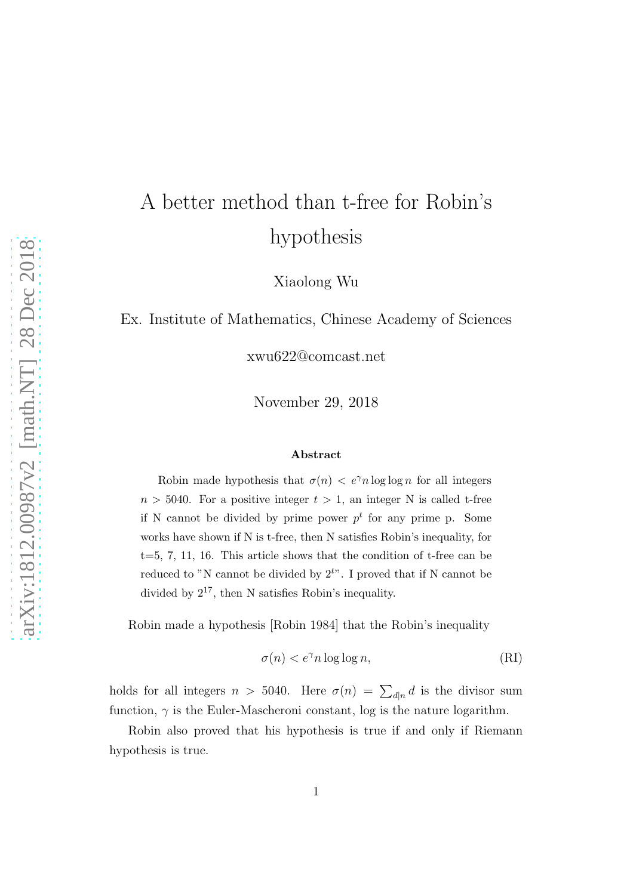# A better method than t-free for Robin's hypothesis

Xiaolong Wu

Ex. Institute of Mathematics, Chinese Academy of Sciences

xwu622@comcast.net

November 29, 2018

### Abstract

Robin made hypothesis that $\sigma(n) < e^{\gamma} n \log\log n$ for all integers $n > 5040$. For a positive integer $t > 1$, an integer N is called t-free if N cannot be divided by prime power $p^t$ for any prime p. Some works have shown if N is t-free, then N satisfies Robin's inequality, for t=5, 7, 11, 16. This article shows that the condition of t-free can be reduced to "N cannot be divided by $2^t$". I proved that if N cannot be divided by $2^{17}$, then N satisfies Robin's inequality.

Robin made a hypothesis [Robin 1984] that the Robin's inequality

$$\sigma(n) < e^{\gamma} n \log\log n, \tag{RI}$$

holds for all integers $n > 5040$. Here $\sigma(n) = \sum_{d|n} d$ is the divisor sum function, $\gamma$ is the Euler-Mascheroni constant, log is the nature logarithm.

Robin also proved that his hypothesis is true if and only if Riemann hypothesis is true.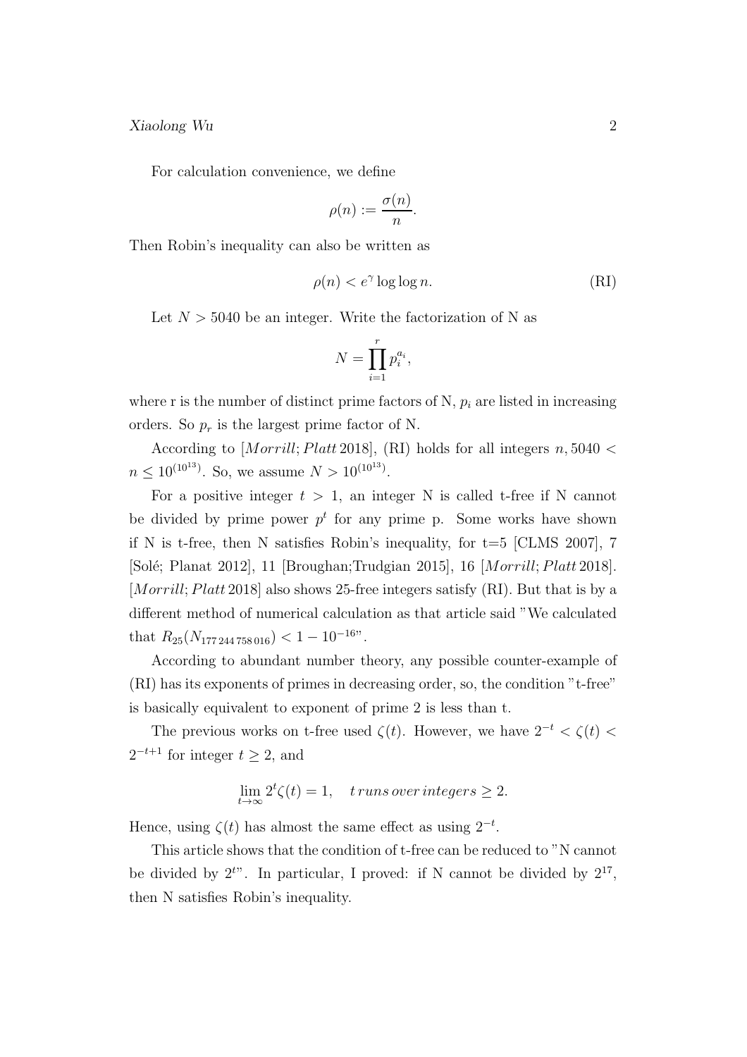For calculation convenience, we define

$$\rho(n) := \frac{\sigma(n)}{n}.$$

Then Robin's inequality can also be written as

$$\rho(n) < e^{\gamma} \log\log n. \tag{RI}$$

Let $N > 5040$ be an integer. Write the factorization of N as

$$N = \prod_{i=1}^{r} p_i^{a_i},$$

where r is the number of distinct prime factors of N, $p_i$ are listed in increasing orders. So $p_r$ is the largest prime factor of N.

According to [$Morrill; Platt$ 2018], (RI) holds for all integers $n, 5040 < n \leq 10^{(10^{13})}$. So, we assume $N > 10^{(10^{13})}$.

For a positive integer $t > 1$, an integer N is called t-free if N cannot be divided by prime power $p^t$ for any prime p. Some works have shown if N is t-free, then N satisfies Robin's inequality, for t=5 [CLMS 2007], 7 [Solé; Planat 2012], 11 [Broughan;Trudgian 2015], 16 [$Morrill; Platt$ 2018]. [$Morrill; Platt$ 2018] also shows 25-free integers satisfy (RI). But that is by a different method of numerical calculation as that article said "We calculated that $R_{25}(N_{177\,244\,758\,016}) < 1 - 10^{-16}$".

According to abundant number theory, any possible counter-example of (RI) has its exponents of primes in decreasing order, so, the condition "t-free" is basically equivalent to exponent of prime 2 is less than t.

The previous works on t-free used $\zeta(t)$. However, we have $2^{-t} < \zeta(t) < 2^{-t+1}$ for integer $t \geq 2$, and

$$\lim_{t\to\infty} 2^t \zeta(t) = 1, \quad t\, runs\, over\, integers \geq 2.$$

Hence, using $\zeta(t)$ has almost the same effect as using $2^{-t}$.

This article shows that the condition of t-free can be reduced to "N cannot be divided by $2^t$". In particular, I proved: if N cannot be divided by $2^{17}$, then N satisfies Robin's inequality.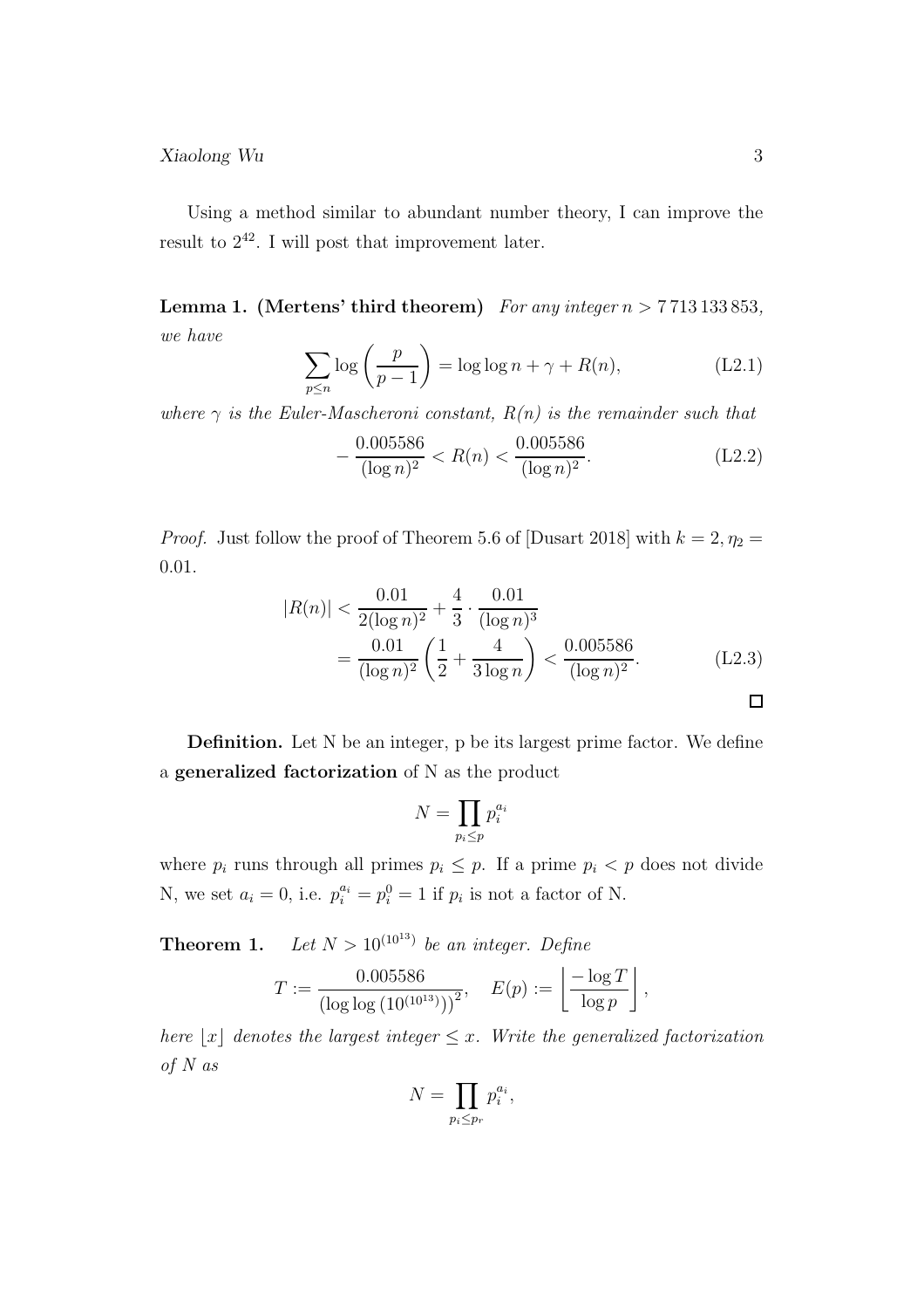Using a method similar to abundant number theory, I can improve the result to $2^{42}$. I will post that improvement later.

**Lemma 1. (Mertens' third theorem)** *For any integer $n > 7\,713\,133\,853$, we have*

$$\sum_{p \le n} \log\left(\frac{p}{p-1}\right) = \log\log n + \gamma + R(n), \tag{L2.1}$$

*where $\gamma$ is the Euler-Mascheroni constant, $R(n)$ is the remainder such that*

$$-\frac{0.005586}{(\log n)^2} < R(n) < \frac{0.005586}{(\log n)^2}. \tag{L2.2}$$

*Proof.* Just follow the proof of Theorem 5.6 of [Dusart 2018] with $k = 2, \eta_2 = 0.01$.

$$\begin{aligned} |R(n)| &< \frac{0.01}{2(\log n)^2} + \frac{4}{3} \cdot \frac{0.01}{(\log n)^3} \\ &= \frac{0.01}{(\log n)^2}\left(\frac{1}{2} + \frac{4}{3\log n}\right) < \frac{0.005586}{(\log n)^2}. \end{aligned} \tag{L2.3}$$

□

**Definition.** Let N be an integer, p be its largest prime factor. We define a **generalized factorization** of N as the product

$$N = \prod_{p_i \le p} p_i^{a_i}$$

where $p_i$ runs through all primes $p_i \le p$. If a prime $p_i < p$ does not divide N, we set $a_i = 0$, i.e. $p_i^{a_i} = p_i^0 = 1$ if $p_i$ is not a factor of N.

**Theorem 1.** *Let $N > 10^{(10^{13})}$ be an integer. Define*

$$T := \frac{0.005586}{\left(\log\log\left(10^{(10^{13})}\right)\right)^2}, \quad E(p) := \left\lfloor \frac{-\log T}{\log p} \right\rfloor,$$

*here $\lfloor x \rfloor$ denotes the largest integer $\le x$. Write the generalized factorization of N as*

$$N = \prod_{p_i \le p_r} p_i^{a_i},$$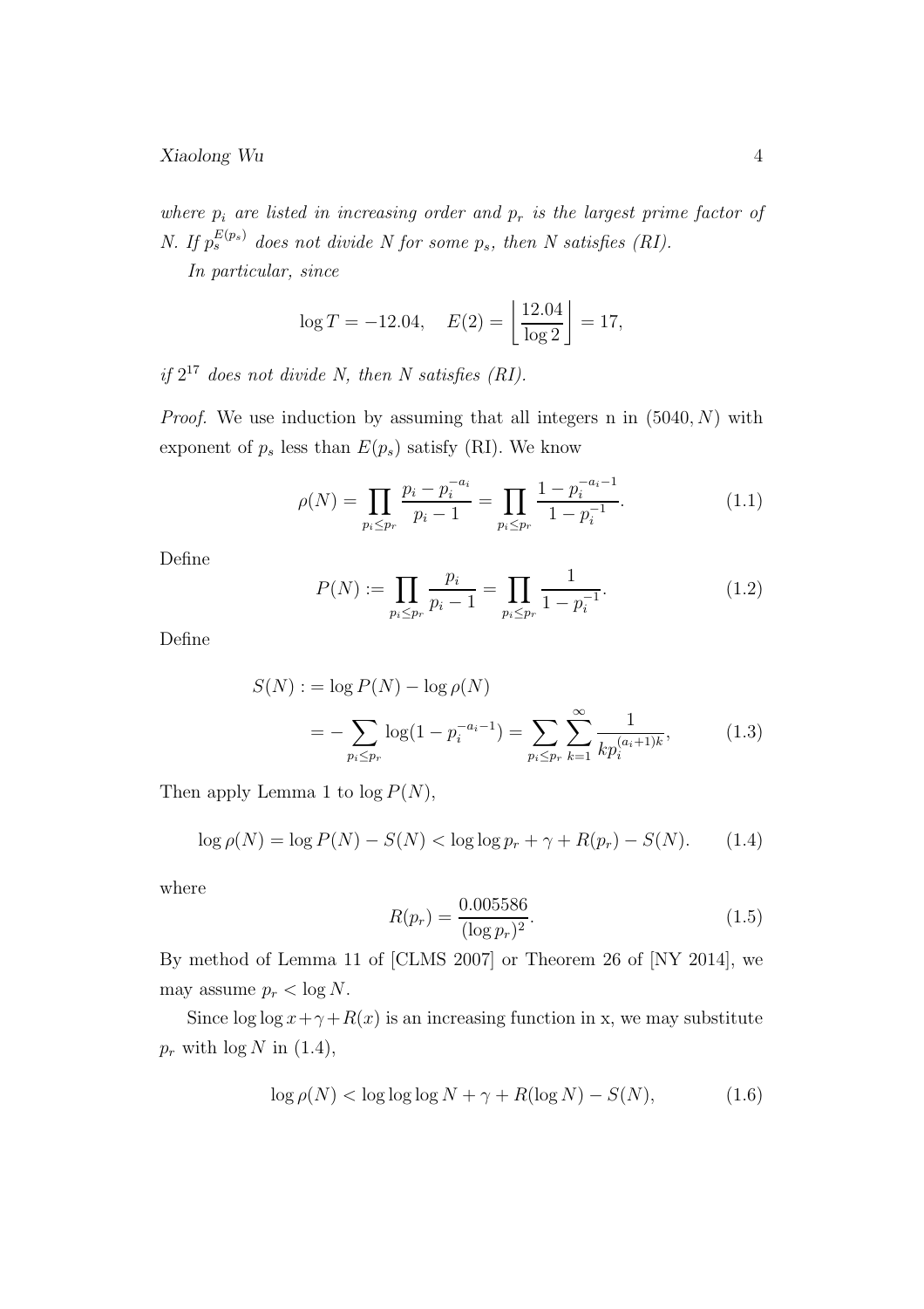*where $p_i$ are listed in increasing order and $p_r$ is the largest prime factor of $N$. If $p_s^{E(p_s)}$ does not divide $N$ for some $p_s$, then $N$ satisfies (RI).*

*In particular, since*

$$\log T = -12.04, \quad E(2) = \left\lfloor \frac{12.04}{\log 2} \right\rfloor = 17,$$

*if $2^{17}$ does not divide $N$, then $N$ satisfies (RI).*

*Proof.* We use induction by assuming that all integers n in $(5040, N)$ with exponent of $p_s$ less than $E(p_s)$ satisfy (RI). We know

$$\rho(N) = \prod_{p_i \le p_r} \frac{p_i - p_i^{-a_i}}{p_i - 1} = \prod_{p_i \le p_r} \frac{1 - p_i^{-a_i - 1}}{1 - p_i^{-1}}. \tag{1.1}$$

Define

$$P(N) := \prod_{p_i \le p_r} \frac{p_i}{p_i - 1} = \prod_{p_i \le p_r} \frac{1}{1 - p_i^{-1}}. \tag{1.2}$$

Define

$$\begin{aligned} S(N) :&= \log P(N) - \log \rho(N) \\ &= -\sum_{p_i \le p_r} \log(1 - p_i^{-a_i - 1}) = \sum_{p_i \le p_r} \sum_{k=1}^{\infty} \frac{1}{k p_i^{(a_i+1)k}}, \end{aligned} \tag{1.3}$$

Then apply Lemma 1 to $\log P(N)$,

$$\log \rho(N) = \log P(N) - S(N) < \log \log p_r + \gamma + R(p_r) - S(N). \tag{1.4}$$

where

$$R(p_r) = \frac{0.005586}{(\log p_r)^2}. \tag{1.5}$$

By method of Lemma 11 of [CLMS 2007] or Theorem 26 of [NY 2014], we may assume $p_r < \log N$.

Since $\log \log x + \gamma + R(x)$ is an increasing function in x, we may substitute $p_r$ with $\log N$ in (1.4),

$$\log \rho(N) < \log \log \log N + \gamma + R(\log N) - S(N), \tag{1.6}$$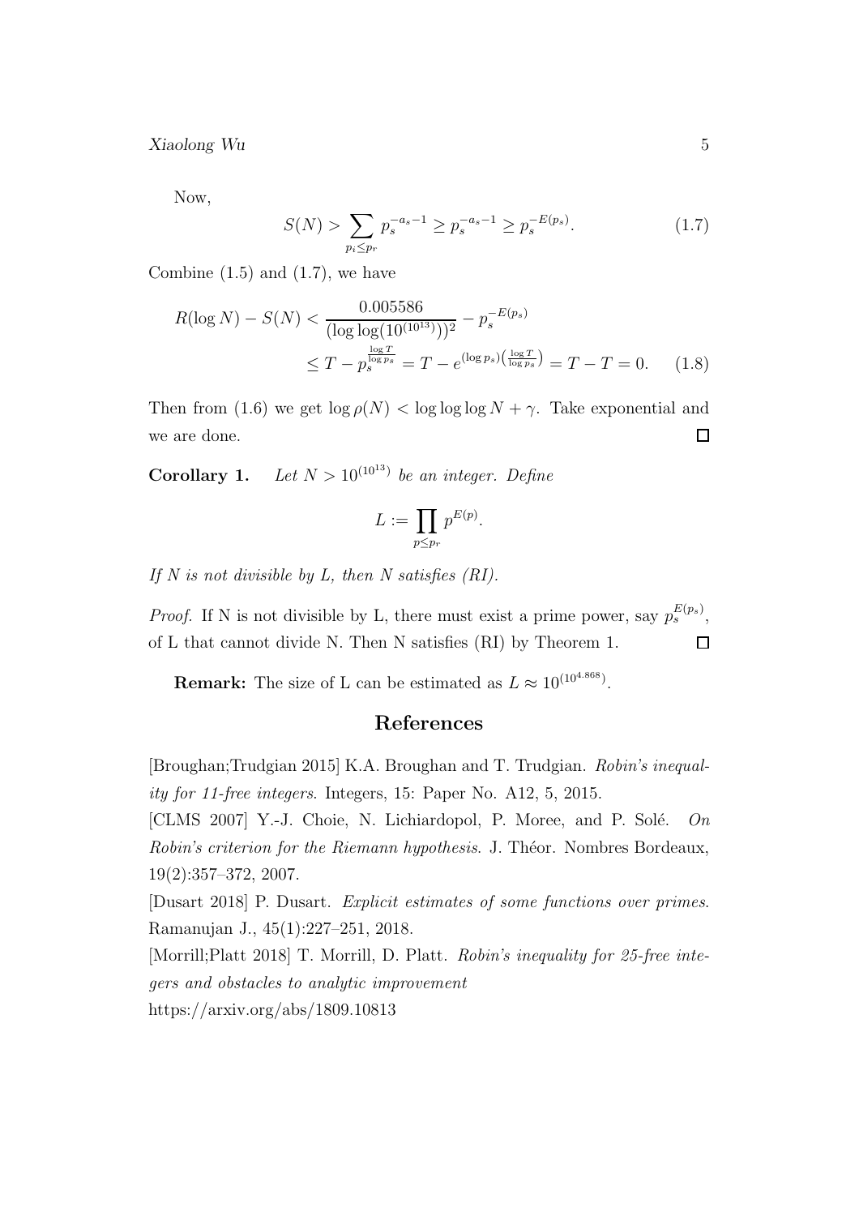Now,

$$S(N) > \sum_{p_i \le p_r} p_s^{-a_s - 1} \ge p_s^{-a_s - 1} \ge p_s^{-E(p_s)}. \tag{1.7}$$

Combine (1.5) and (1.7), we have

$$\begin{aligned} R(\log N) - S(N) &< \frac{0.005586}{(\log\log(10^{(10^{13})}))^2} - p_s^{-E(p_s)} \\ &\le T - p_s^{\frac{\log T}{\log p_s}} = T - e^{(\log p_s)\left(\frac{\log T}{\log p_s}\right)} = T - T = 0. \end{aligned} \tag{1.8}$$

Then from (1.6) we get $\log \rho(N) < \log\log\log N + \gamma$. Take exponential and we are done. $\square$

**Corollary 1.** *Let $N > 10^{(10^{13})}$ be an integer. Define*

$$L := \prod_{p \le p_r} p^{E(p)}.$$

*If N is not divisible by L, then N satisfies (RI).*

*Proof.* If N is not divisible by L, there must exist a prime power, say $p_s^{E(p_s)}$, of L that cannot divide N. Then N satisfies (RI) by Theorem 1. $\square$

**Remark:** The size of L can be estimated as $L \approx 10^{(10^{4.868})}$.

## References

[Broughan;Trudgian 2015] K.A. Broughan and T. Trudgian. *Robin's inequality for 11-free integers*. Integers, 15: Paper No. A12, 5, 2015.

[CLMS 2007] Y.-J. Choie, N. Lichiardopol, P. Moree, and P. Solé. *On Robin's criterion for the Riemann hypothesis*. J. Théor. Nombres Bordeaux, 19(2):357–372, 2007.

[Dusart 2018] P. Dusart. *Explicit estimates of some functions over primes*. Ramanujan J., 45(1):227–251, 2018.

[Morrill;Platt 2018] T. Morrill, D. Platt. *Robin's inequality for 25-free integers and obstacles to analytic improvement*
https://arxiv.org/abs/1809.10813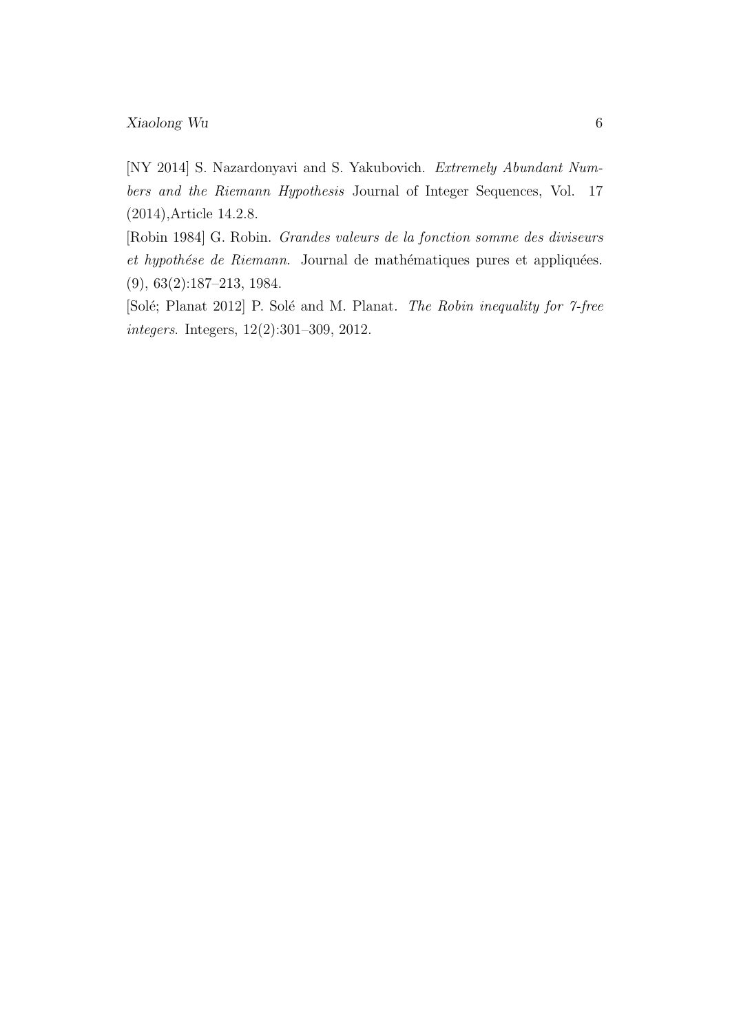[NY 2014] S. Nazardonyavi and S. Yakubovich. *Extremely Abundant Numbers and the Riemann Hypothesis* Journal of Integer Sequences, Vol. 17 (2014),Article 14.2.8.

[Robin 1984] G. Robin. *Grandes valeurs de la fonction somme des diviseurs et hypothése de Riemann*. Journal de mathématiques pures et appliquées. (9), 63(2):187–213, 1984.

[Solé; Planat 2012] P. Solé and M. Planat. *The Robin inequality for 7-free integers*. Integers, 12(2):301–309, 2012.